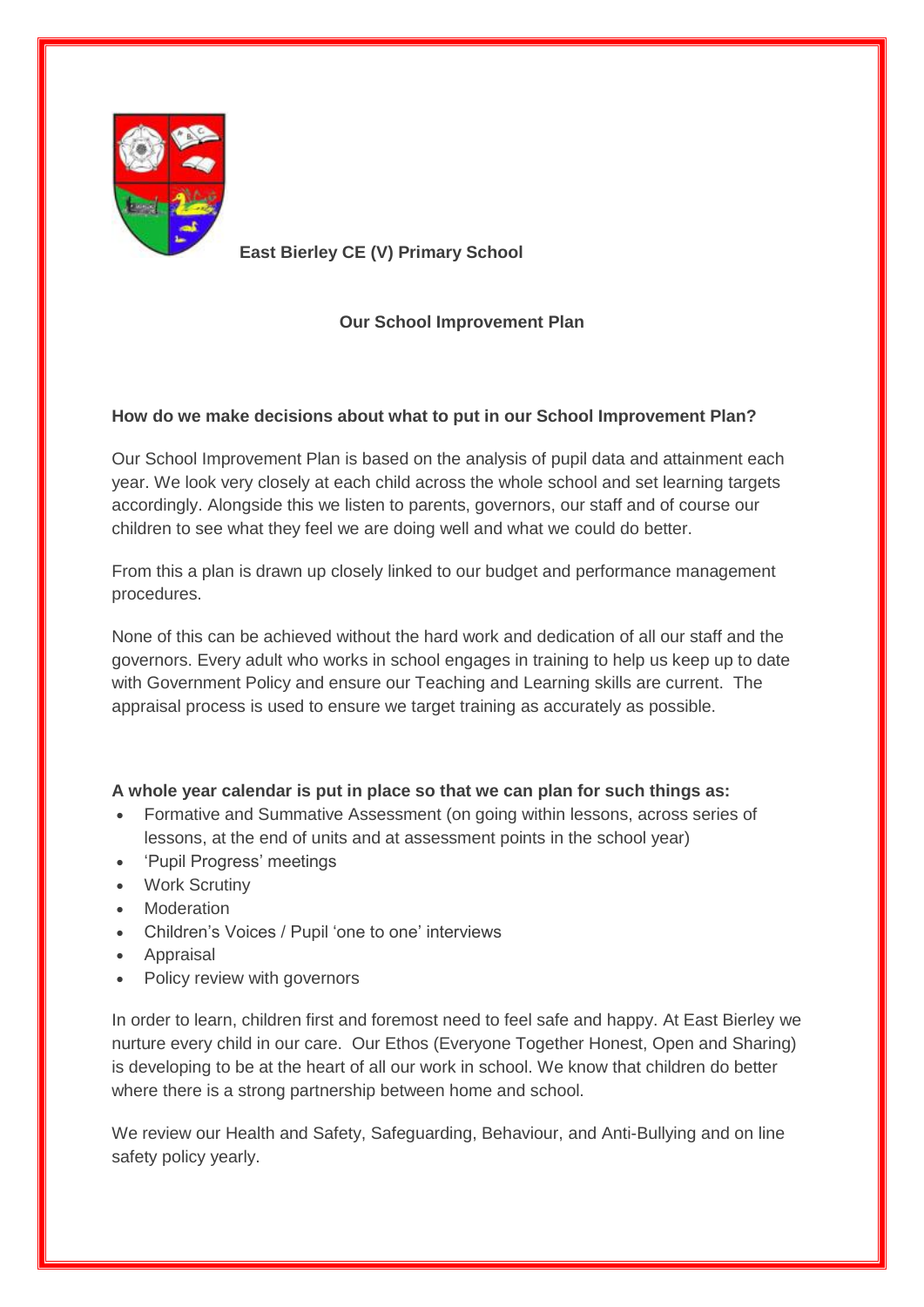**East Bierley CE (V) Primary School**

# Our School Improvement Plan

## How do we make decisions about what to put in our School Improvement Plan?

Our School Improvement Plan is based on the analysis of pupil data and attainment each year. We look very closely at each child across the whole school and set learning targets accordingly. Alongside this we listen to parents, governors, our staff and of course our children to see what they feel we are doing well and what we could do better.

From this a plan is drawn up closely linked to our budget and performance management procedures.

None of this can be achieved without the hard work and dedication of all our staff and the governors. Every adult who works in school engages in training to help us keep up to date with Government Policy and ensure our Teaching and Learning skills are current. The appraisal process is used to ensure we target training as accurately as possible.

**A whole year calendar is put in place so that we can plan for such things as:**

- Formative and Summative Assessment (on going within lessons, across series of lessons, at the end of units and at assessment points in the school year)
- 'Pupil Progress' meetings
- Work Scrutiny
- Moderation
- Children's Voices / Pupil 'one to one' interviews
- Appraisal
- Policy review with governors

In order to learn, children first and foremost need to feel safe and happy. At East Bierley we nurture every child in our care. Our Ethos (Everyone Together Honest, Open and Sharing) is developing to be at the heart of all our work in school. We know that children do better where there is a strong partnership between home and school.

We review our Health and Safety, Safeguarding, Behaviour, and Anti-Bullying and on line safety policy yearly.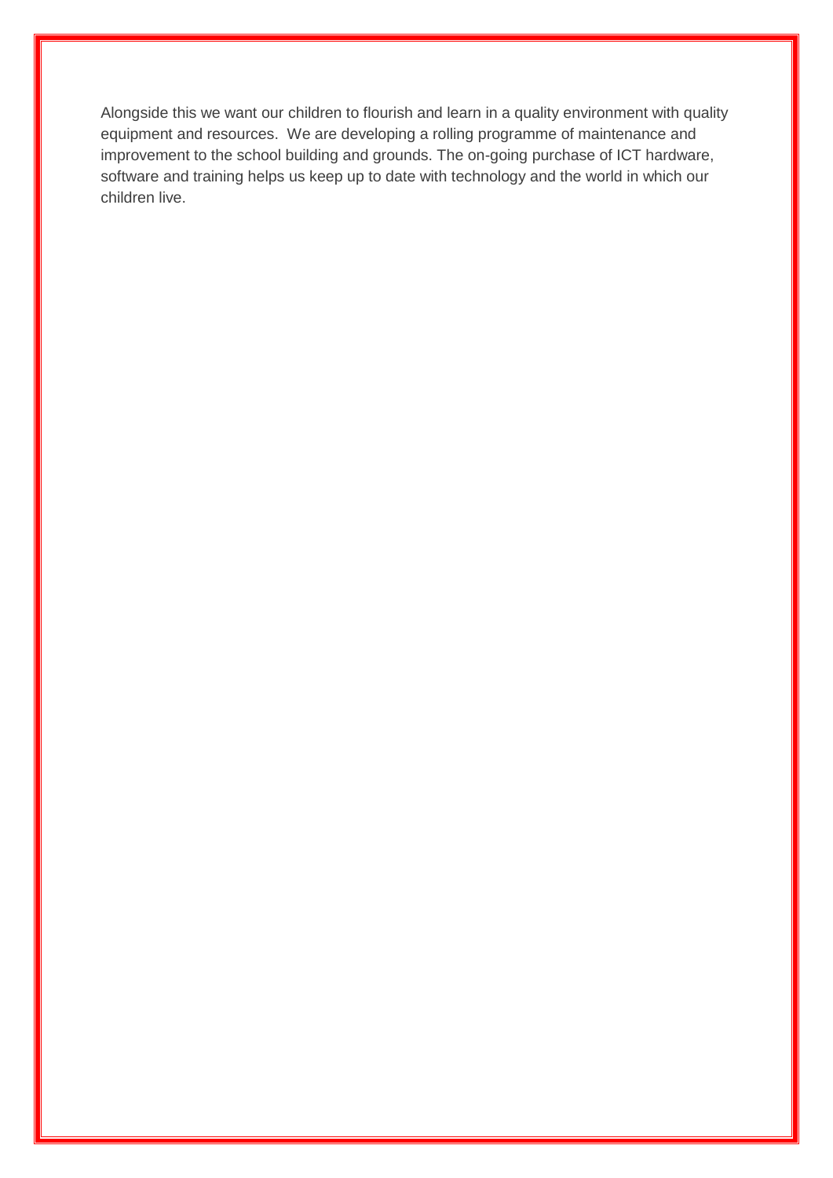Alongside this we want our children to flourish and learn in a quality environment with quality equipment and resources. We are developing a rolling programme of maintenance and improvement to the school building and grounds. The on-going purchase of ICT hardware, software and training helps us keep up to date with technology and the world in which our children live.